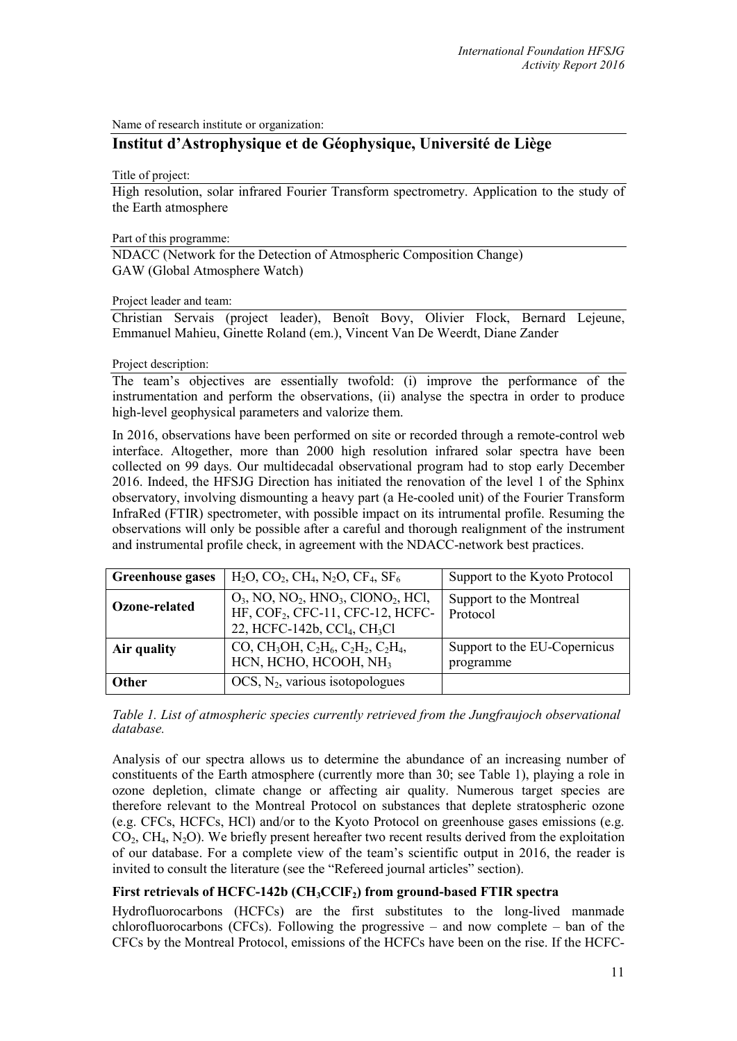Name of research institute or organization:

## Institut d'Astrophysique et de Géophysique, Université de Liège

Title of project:

High resolution, solar infrared Fourier Transform spectrometry. Application to the study of the Earth atmosphere

Part of this programme:

NDACC (Network for the Detection of Atmospheric Composition Change)
GAW (Global Atmosphere Watch)

Project leader and team:

Christian Servais (project leader), Benoît Bovy, Olivier Flock, Bernard Lejeune, Emmanuel Mahieu, Ginette Roland (em.), Vincent Van De Weerdt, Diane Zander

Project description:

The team's objectives are essentially twofold: (i) improve the performance of the instrumentation and perform the observations, (ii) analyse the spectra in order to produce high-level geophysical parameters and valorize them.

In 2016, observations have been performed on site or recorded through a remote-control web interface. Altogether, more than 2000 high resolution infrared solar spectra have been collected on 99 days. Our multidecadal observational program had to stop early December 2016. Indeed, the HFSJG Direction has initiated the renovation of the level 1 of the Sphinx observatory, involving dismounting a heavy part (a He-cooled unit) of the Fourier Transform InfraRed (FTIR) spectrometer, with possible impact on its intrumental profile. Resuming the observations will only be possible after a careful and thorough realignment of the instrument and instrumental profile check, in agreement with the NDACC-network best practices.

| | | |
|---|---|---|
| **Greenhouse gases** | $H_2O$, $CO_2$, $CH_4$, $N_2O$, $CF_4$, $SF_6$ | Support to the Kyoto Protocol |
| **Ozone-related** | $O_3$, NO, $NO_2$, $HNO_3$, $ClONO_2$, HCl, HF, $COF_2$, CFC-11, CFC-12, HCFC-22, HCFC-142b, $CCl_4$, $CH_3Cl$ | Support to the Montreal Protocol |
| **Air quality** | CO, $CH_3OH$, $C_2H_6$, $C_2H_2$, $C_2H_4$, HCN, HCHO, HCOOH, $NH_3$ | Support to the EU-Copernicus programme |
| **Other** | OCS, $N_2$, various isotopologues | |

*Table 1. List of atmospheric species currently retrieved from the Jungfraujoch observational database.*

Analysis of our spectra allows us to determine the abundance of an increasing number of constituents of the Earth atmosphere (currently more than 30; see Table 1), playing a role in ozone depletion, climate change or affecting air quality. Numerous target species are therefore relevant to the Montreal Protocol on substances that deplete stratospheric ozone (e.g. CFCs, HCFCs, HCl) and/or to the Kyoto Protocol on greenhouse gases emissions (e.g. $CO_2$, $CH_4$, $N_2O$). We briefly present hereafter two recent results derived from the exploitation of our database. For a complete view of the team's scientific output in 2016, the reader is invited to consult the literature (see the "Refereed journal articles" section).

### First retrievals of HCFC-142b ($CH_3CClF_2$) from ground-based FTIR spectra

Hydrofluorocarbons (HCFCs) are the first substitutes to the long-lived manmade chlorofluorocarbons (CFCs). Following the progressive – and now complete – ban of the CFCs by the Montreal Protocol, emissions of the HCFCs have been on the rise. If the HCFC-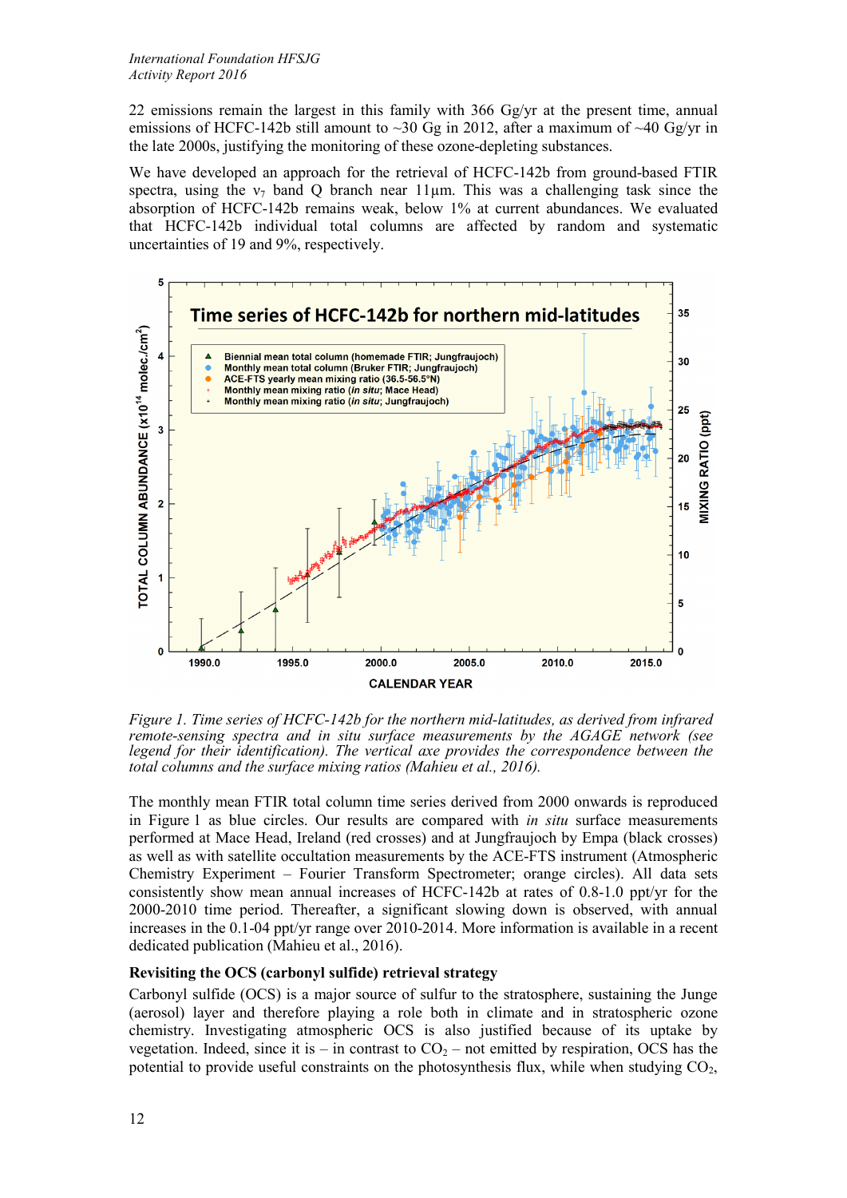22 emissions remain the largest in this family with 366 Gg/yr at the present time, annual emissions of HCFC-142b still amount to ~30 Gg in 2012, after a maximum of ~40 Gg/yr in the late 2000s, justifying the monitoring of these ozone-depleting substances.

We have developed an approach for the retrieval of HCFC-142b from ground-based FTIR spectra, using the $\nu_7$ band Q branch near 11µm. This was a challenging task since the absorption of HCFC-142b remains weak, below 1% at current abundances. We evaluated that HCFC-142b individual total columns are affected by random and systematic uncertainties of 19 and 9%, respectively.

*Figure 1. Time series of HCFC-142b for the northern mid-latitudes, as derived from infrared remote-sensing spectra and in situ surface measurements by the AGAGE network (see legend for their identification). The vertical axe provides the correspondence between the total columns and the surface mixing ratios (Mahieu et al., 2016).*

The monthly mean FTIR total column time series derived from 2000 onwards is reproduced in Figure 1 as blue circles. Our results are compared with *in situ* surface measurements performed at Mace Head, Ireland (red crosses) and at Jungfraujoch by Empa (black crosses) as well as with satellite occultation measurements by the ACE-FTS instrument (Atmospheric Chemistry Experiment – Fourier Transform Spectrometer; orange circles). All data sets consistently show mean annual increases of HCFC-142b at rates of 0.8-1.0 ppt/yr for the 2000-2010 time period. Thereafter, a significant slowing down is observed, with annual increases in the 0.1-04 ppt/yr range over 2010-2014. More information is available in a recent dedicated publication (Mahieu et al., 2016).

**Revisiting the OCS (carbonyl sulfide) retrieval strategy**

Carbonyl sulfide (OCS) is a major source of sulfur to the stratosphere, sustaining the Junge (aerosol) layer and therefore playing a role both in climate and in stratospheric ozone chemistry. Investigating atmospheric OCS is also justified because of its uptake by vegetation. Indeed, since it is – in contrast to $CO_2$ – not emitted by respiration, OCS has the potential to provide useful constraints on the photosynthesis flux, while when studying $CO_2$,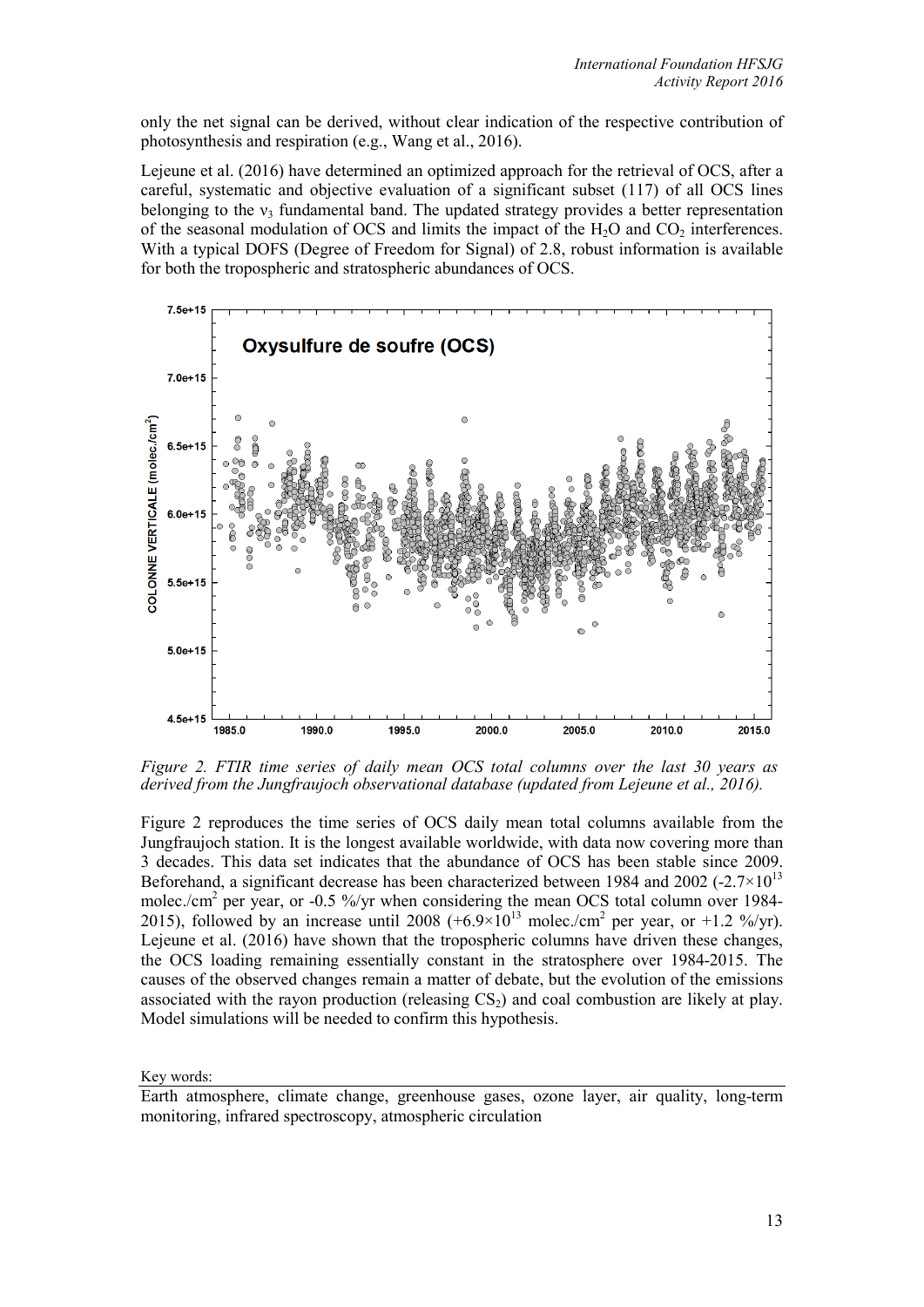only the net signal can be derived, without clear indication of the respective contribution of photosynthesis and respiration (e.g., Wang et al., 2016).

Lejeune et al. (2016) have determined an optimized approach for the retrieval of OCS, after a careful, systematic and objective evaluation of a significant subset (117) of all OCS lines belonging to the $\nu_3$ fundamental band. The updated strategy provides a better representation of the seasonal modulation of OCS and limits the impact of the $H_2O$ and $CO_2$ interferences. With a typical DOFS (Degree of Freedom for Signal) of 2.8, robust information is available for both the tropospheric and stratospheric abundances of OCS.

*Figure 2. FTIR time series of daily mean OCS total columns over the last 30 years as derived from the Jungfraujoch observational database (updated from Lejeune et al., 2016).*

Figure 2 reproduces the time series of OCS daily mean total columns available from the Jungfraujoch station. It is the longest available worldwide, with data now covering more than 3 decades. This data set indicates that the abundance of OCS has been stable since 2009. Beforehand, a significant decrease has been characterized between 1984 and 2002 ($-2.7\times10^{13}$ molec./cm$^2$ per year, or -0.5 %/yr when considering the mean OCS total column over 1984-2015), followed by an increase until 2008 ($+6.9\times10^{13}$ molec./cm$^2$ per year, or +1.2 %/yr). Lejeune et al. (2016) have shown that the tropospheric columns have driven these changes, the OCS loading remaining essentially constant in the stratosphere over 1984-2015. The causes of the observed changes remain a matter of debate, but the evolution of the emissions associated with the rayon production (releasing $CS_2$) and coal combustion are likely at play. Model simulations will be needed to confirm this hypothesis.

Key words:

Earth atmosphere, climate change, greenhouse gases, ozone layer, air quality, long-term monitoring, infrared spectroscopy, atmospheric circulation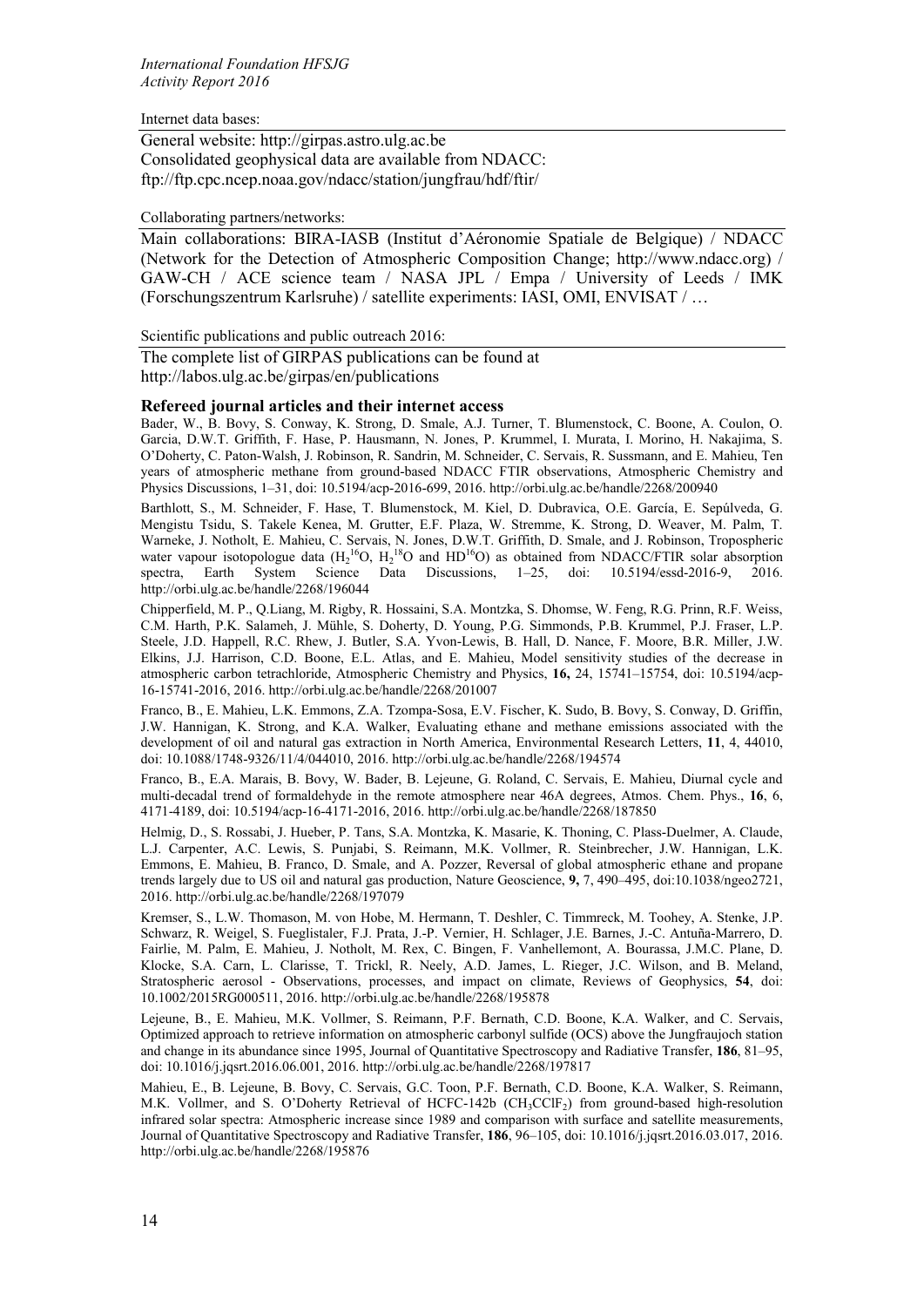Internet data bases:

General website: http://girpas.astro.ulg.ac.be
Consolidated geophysical data are available from NDACC:
ftp://ftp.cpc.ncep.noaa.gov/ndacc/station/jungfrau/hdf/ftir/

Collaborating partners/networks:

Main collaborations: BIRA-IASB (Institut d'Aéronomie Spatiale de Belgique) / NDACC (Network for the Detection of Atmospheric Composition Change; http://www.ndacc.org) / GAW-CH / ACE science team / NASA JPL / Empa / University of Leeds / IMK (Forschungszentrum Karlsruhe) / satellite experiments: IASI, OMI, ENVISAT / …

Scientific publications and public outreach 2016:

The complete list of GIRPAS publications can be found at
http://labos.ulg.ac.be/girpas/en/publications

**Refereed journal articles and their internet access**

Bader, W., B. Bovy, S. Conway, K. Strong, D. Smale, A.J. Turner, T. Blumenstock, C. Boone, A. Coulon, O. Garcia, D.W.T. Griffith, F. Hase, P. Hausmann, N. Jones, P. Krummel, I. Murata, I. Morino, H. Nakajima, S. O'Doherty, C. Paton-Walsh, J. Robinson, R. Sandrin, M. Schneider, C. Servais, R. Sussmann, and E. Mahieu, Ten years of atmospheric methane from ground-based NDACC FTIR observations, Atmospheric Chemistry and Physics Discussions, 1–31, doi: 10.5194/acp-2016-699, 2016. http://orbi.ulg.ac.be/handle/2268/200940

Barthlott, S., M. Schneider, F. Hase, T. Blumenstock, M. Kiel, D. Dubravica, O.E. García, E. Sepúlveda, G. Mengistu Tsidu, S. Takele Kenea, M. Grutter, E.F. Plaza, W. Stremme, K. Strong, D. Weaver, M. Palm, T. Warneke, J. Notholt, E. Mahieu, C. Servais, N. Jones, D.W.T. Griffith, D. Smale, and J. Robinson, Tropospheric water vapour isotopologue data ($H_2{}^{16}O$, $H_2{}^{18}O$ and $HD^{16}O$) as obtained from NDACC/FTIR solar absorption spectra, Earth System Science Data Discussions, 1–25, doi: 10.5194/essd-2016-9, 2016. http://orbi.ulg.ac.be/handle/2268/196044

Chipperfield, M. P., Q.Liang, M. Rigby, R. Hossaini, S.A. Montzka, S. Dhomse, W. Feng, R.G. Prinn, R.F. Weiss, C.M. Harth, P.K. Salameh, J. Mühle, S. Doherty, D. Young, P.G. Simmonds, P.B. Krummel, P.J. Fraser, L.P. Steele, J.D. Happell, R.C. Rhew, J. Butler, S.A. Yvon-Lewis, B. Hall, D. Nance, F. Moore, B.R. Miller, J.W. Elkins, J.J. Harrison, C.D. Boone, E.L. Atlas, and E. Mahieu, Model sensitivity studies of the decrease in atmospheric carbon tetrachloride, Atmospheric Chemistry and Physics, **16,** 24, 15741–15754, doi: 10.5194/acp-16-15741-2016, 2016. http://orbi.ulg.ac.be/handle/2268/201007

Franco, B., E. Mahieu, L.K. Emmons, Z.A. Tzompa-Sosa, E.V. Fischer, K. Sudo, B. Bovy, S. Conway, D. Griffin, J.W. Hannigan, K. Strong, and K.A. Walker, Evaluating ethane and methane emissions associated with the development of oil and natural gas extraction in North America, Environmental Research Letters, **11**, 4, 44010, doi: 10.1088/1748-9326/11/4/044010, 2016. http://orbi.ulg.ac.be/handle/2268/194574

Franco, B., E.A. Marais, B. Bovy, W. Bader, B. Lejeune, G. Roland, C. Servais, E. Mahieu, Diurnal cycle and multi-decadal trend of formaldehyde in the remote atmosphere near 46A degrees, Atmos. Chem. Phys., **16**, 6, 4171-4189, doi: 10.5194/acp-16-4171-2016, 2016. http://orbi.ulg.ac.be/handle/2268/187850

Helmig, D., S. Rossabi, J. Hueber, P. Tans, S.A. Montzka, K. Masarie, K. Thoning, C. Plass-Duelmer, A. Claude, L.J. Carpenter, A.C. Lewis, S. Punjabi, S. Reimann, M.K. Vollmer, R. Steinbrecher, J.W. Hannigan, L.K. Emmons, E. Mahieu, B. Franco, D. Smale, and A. Pozzer, Reversal of global atmospheric ethane and propane trends largely due to US oil and natural gas production, Nature Geoscience, **9,** 7, 490–495, doi:10.1038/ngeo2721, 2016. http://orbi.ulg.ac.be/handle/2268/197079

Kremser, S., L.W. Thomason, M. von Hobe, M. Hermann, T. Deshler, C. Timmreck, M. Toohey, A. Stenke, J.P. Schwarz, R. Weigel, S. Fueglistaler, F.J. Prata, J.-P. Vernier, H. Schlager, J.E. Barnes, J.-C. Antuña-Marrero, D. Fairlie, M. Palm, E. Mahieu, J. Notholt, M. Rex, C. Bingen, F. Vanhellemont, A. Bourassa, J.M.C. Plane, D. Klocke, S.A. Carn, L. Clarisse, T. Trickl, R. Neely, A.D. James, L. Rieger, J.C. Wilson, and B. Meland, Stratospheric aerosol - Observations, processes, and impact on climate, Reviews of Geophysics, **54**, doi: 10.1002/2015RG000511, 2016. http://orbi.ulg.ac.be/handle/2268/195878

Lejeune, B., E. Mahieu, M.K. Vollmer, S. Reimann, P.F. Bernath, C.D. Boone, K.A. Walker, and C. Servais, Optimized approach to retrieve information on atmospheric carbonyl sulfide (OCS) above the Jungfraujoch station and change in its abundance since 1995, Journal of Quantitative Spectroscopy and Radiative Transfer, **186**, 81–95, doi: 10.1016/j.jqsrt.2016.06.001, 2016. http://orbi.ulg.ac.be/handle/2268/197817

Mahieu, E., B. Lejeune, B. Bovy, C. Servais, G.C. Toon, P.F. Bernath, C.D. Boone, K.A. Walker, S. Reimann, M.K. Vollmer, and S. O'Doherty Retrieval of HCFC-142b ($CH_3CClF_2$) from ground-based high-resolution infrared solar spectra: Atmospheric increase since 1989 and comparison with surface and satellite measurements, Journal of Quantitative Spectroscopy and Radiative Transfer, **186**, 96–105, doi: 10.1016/j.jqsrt.2016.03.017, 2016. http://orbi.ulg.ac.be/handle/2268/195876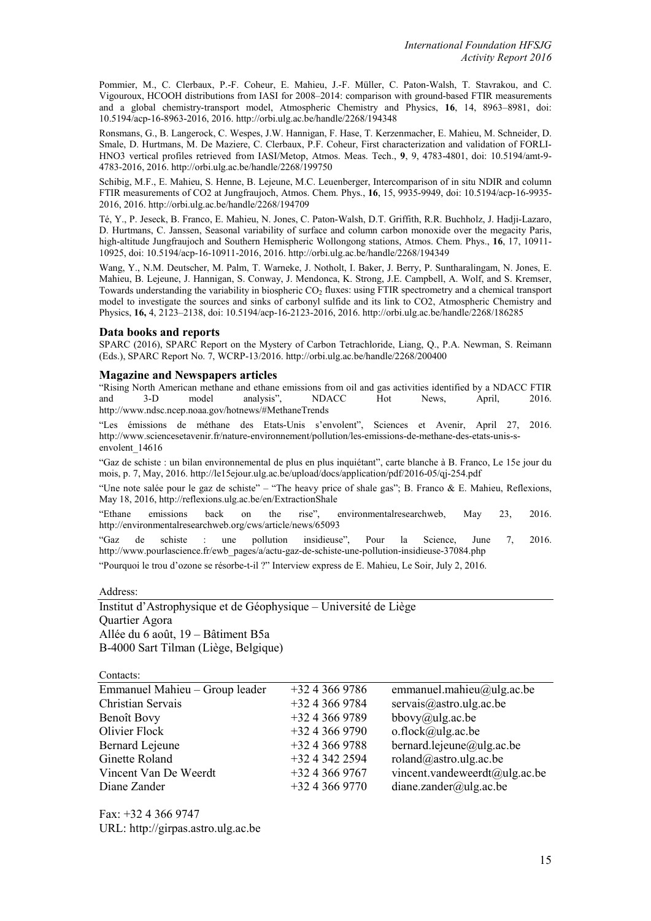Pommier, M., C. Clerbaux, P.-F. Coheur, E. Mahieu, J.-F. Müller, C. Paton-Walsh, T. Stavrakou, and C. Vigouroux, HCOOH distributions from IASI for 2008–2014: comparison with ground-based FTIR measurements and a global chemistry-transport model, Atmospheric Chemistry and Physics, **16**, 14, 8963–8981, doi: 10.5194/acp-16-8963-2016, 2016. http://orbi.ulg.ac.be/handle/2268/194348

Ronsmans, G., B. Langerock, C. Wespes, J.W. Hannigan, F. Hase, T. Kerzenmacher, E. Mahieu, M. Schneider, D. Smale, D. Hurtmans, M. De Maziere, C. Clerbaux, P.F. Coheur, First characterization and validation of FORLI-HNO3 vertical profiles retrieved from IASI/Metop, Atmos. Meas. Tech., **9**, 9, 4783-4801, doi: 10.5194/amt-9-4783-2016, 2016. http://orbi.ulg.ac.be/handle/2268/199750

Schibig, M.F., E. Mahieu, S. Henne, B. Lejeune, M.C. Leuenberger, Intercomparison of in situ NDIR and column FTIR measurements of CO2 at Jungfraujoch, Atmos. Chem. Phys., **16**, 15, 9935-9949, doi: 10.5194/acp-16-9935-2016, 2016. http://orbi.ulg.ac.be/handle/2268/194709

Té, Y., P. Jeseck, B. Franco, E. Mahieu, N. Jones, C. Paton-Walsh, D.T. Griffith, R.R. Buchholz, J. Hadji-Lazaro, D. Hurtmans, C. Janssen, Seasonal variability of surface and column carbon monoxide over the megacity Paris, high-altitude Jungfraujoch and Southern Hemispheric Wollongong stations, Atmos. Chem. Phys., **16**, 17, 10911-10925, doi: 10.5194/acp-16-10911-2016, 2016. http://orbi.ulg.ac.be/handle/2268/194349

Wang, Y., N.M. Deutscher, M. Palm, T. Warneke, J. Notholt, I. Baker, J. Berry, P. Suntharalingam, N. Jones, E. Mahieu, B. Lejeune, J. Hannigan, S. Conway, J. Mendonca, K. Strong, J.E. Campbell, A. Wolf, and S. Kremser, Towards understanding the variability in biospheric $CO_2$ fluxes: using FTIR spectrometry and a chemical transport model to investigate the sources and sinks of carbonyl sulfide and its link to CO2, Atmospheric Chemistry and Physics, **16,** 4, 2123–2138, doi: 10.5194/acp-16-2123-2016, 2016. http://orbi.ulg.ac.be/handle/2268/186285

### Data books and reports

SPARC (2016), SPARC Report on the Mystery of Carbon Tetrachloride, Liang, Q., P.A. Newman, S. Reimann (Eds.), SPARC Report No. 7, WCRP-13/2016. http://orbi.ulg.ac.be/handle/2268/200400

### Magazine and Newspapers articles

"Rising North American methane and ethane emissions from oil and gas activities identified by a NDACC FTIR and 3-D model analysis", NDACC Hot News, April, 2016. http://www.ndsc.ncep.noaa.gov/hotnews/#MethaneTrends

"Les émissions de méthane des Etats-Unis s'envolent", Sciences et Avenir, April 27, 2016. http://www.sciencesetavenir.fr/nature-environnement/pollution/les-emissions-de-methane-des-etats-unis-s-envolent_14616

"Gaz de schiste : un bilan environnemental de plus en plus inquiétant", carte blanche à B. Franco, Le 15e jour du mois, p. 7, May, 2016. http://le15ejour.ulg.ac.be/upload/docs/application/pdf/2016-05/qj-254.pdf

"Une note salée pour le gaz de schiste" – "The heavy price of shale gas"; B. Franco & E. Mahieu, Reflexions, May 18, 2016, http://reflexions.ulg.ac.be/en/ExtractionShale

"Ethane emissions back on the rise", environmentalresearchweb, May 23, 2016. http://environmentalresearchweb.org/cws/article/news/65093

"Gaz de schiste : une pollution insidieuse", Pour la Science, June 7, 2016. http://www.pourlascience.fr/ewb_pages/a/actu-gaz-de-schiste-une-pollution-insidieuse-37084.php

"Pourquoi le trou d'ozone se résorbe-t-il ?" Interview express de E. Mahieu, Le Soir, July 2, 2016.

Address:

Institut d'Astrophysique et de Géophysique – Université de Liège
Quartier Agora
Allée du 6 août, 19 – Bâtiment B5a
B-4000 Sart Tilman (Liège, Belgique)

Contacts:

| | | |
|---|---|---|
| Emmanuel Mahieu – Group leader | +32 4 366 9786 | emmanuel.mahieu@ulg.ac.be |
| Christian Servais | +32 4 366 9784 | servais@astro.ulg.ac.be |
| Benoît Bovy | +32 4 366 9789 | bbovy@ulg.ac.be |
| Olivier Flock | +32 4 366 9790 | o.flock@ulg.ac.be |
| Bernard Lejeune | +32 4 366 9788 | bernard.lejeune@ulg.ac.be |
| Ginette Roland | +32 4 342 2594 | roland@astro.ulg.ac.be |
| Vincent Van De Weerdt | +32 4 366 9767 | vincent.vandeweerdt@ulg.ac.be |
| Diane Zander | +32 4 366 9770 | diane.zander@ulg.ac.be |

Fax: +32 4 366 9747
URL: http://girpas.astro.ulg.ac.be